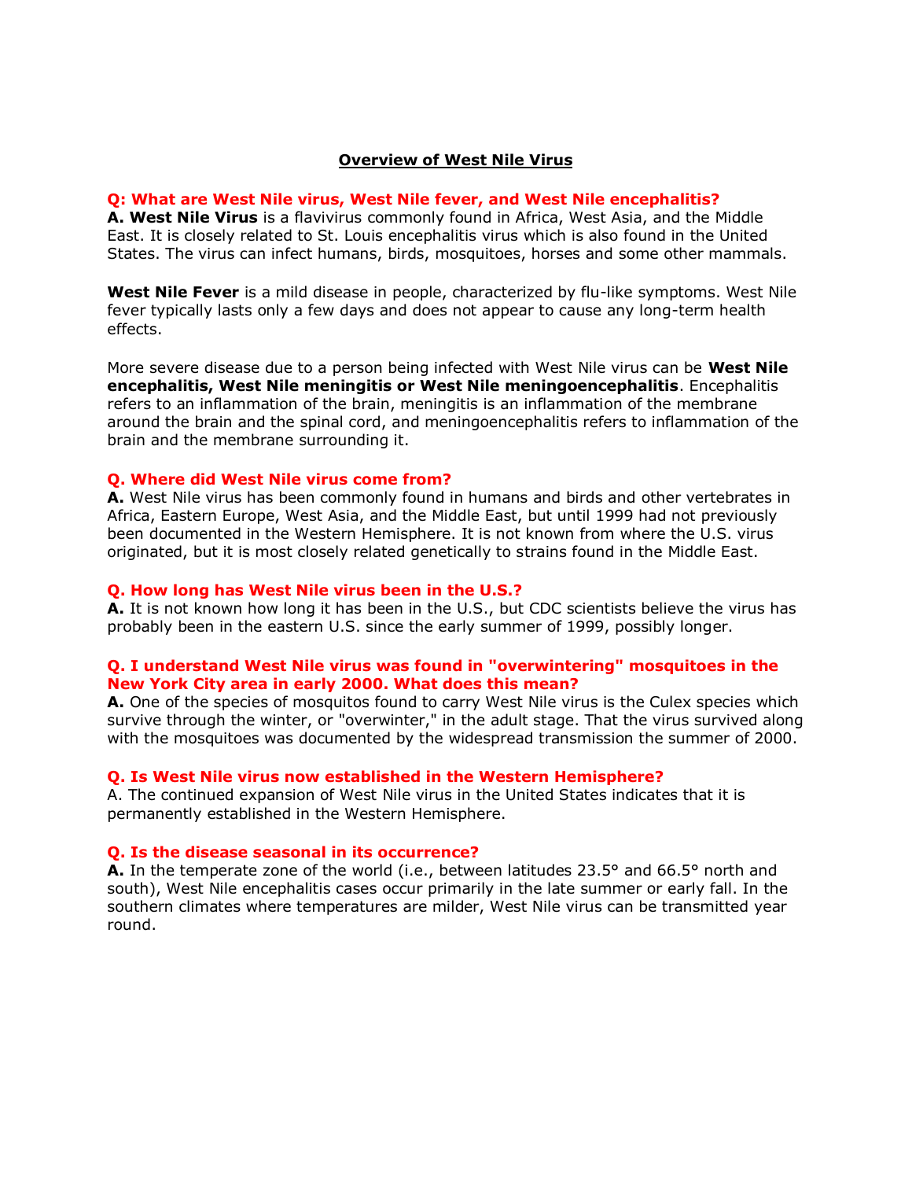# Overview of West Nile Virus

**Q: What are West Nile virus, West Nile fever, and West Nile encephalitis?**
**A. West Nile Virus** is a flavivirus commonly found in Africa, West Asia, and the Middle East. It is closely related to St. Louis encephalitis virus which is also found in the United States. The virus can infect humans, birds, mosquitoes, horses and some other mammals.

**West Nile Fever** is a mild disease in people, characterized by flu-like symptoms. West Nile fever typically lasts only a few days and does not appear to cause any long-term health effects.

More severe disease due to a person being infected with West Nile virus can be **West Nile encephalitis, West Nile meningitis or West Nile meningoencephalitis**. Encephalitis refers to an inflammation of the brain, meningitis is an inflammation of the membrane around the brain and the spinal cord, and meningoencephalitis refers to inflammation of the brain and the membrane surrounding it.

**Q. Where did West Nile virus come from?**
**A.** West Nile virus has been commonly found in humans and birds and other vertebrates in Africa, Eastern Europe, West Asia, and the Middle East, but until 1999 had not previously been documented in the Western Hemisphere. It is not known from where the U.S. virus originated, but it is most closely related genetically to strains found in the Middle East.

**Q. How long has West Nile virus been in the U.S.?**
**A.** It is not known how long it has been in the U.S., but CDC scientists believe the virus has probably been in the eastern U.S. since the early summer of 1999, possibly longer.

**Q. I understand West Nile virus was found in "overwintering" mosquitoes in the New York City area in early 2000. What does this mean?**
**A.** One of the species of mosquitos found to carry West Nile virus is the Culex species which survive through the winter, or "overwinter," in the adult stage. That the virus survived along with the mosquitoes was documented by the widespread transmission the summer of 2000.

**Q. Is West Nile virus now established in the Western Hemisphere?**
A. The continued expansion of West Nile virus in the United States indicates that it is permanently established in the Western Hemisphere.

**Q. Is the disease seasonal in its occurrence?**
**A.** In the temperate zone of the world (i.e., between latitudes 23.5° and 66.5° north and south), West Nile encephalitis cases occur primarily in the late summer or early fall. In the southern climates where temperatures are milder, West Nile virus can be transmitted year round.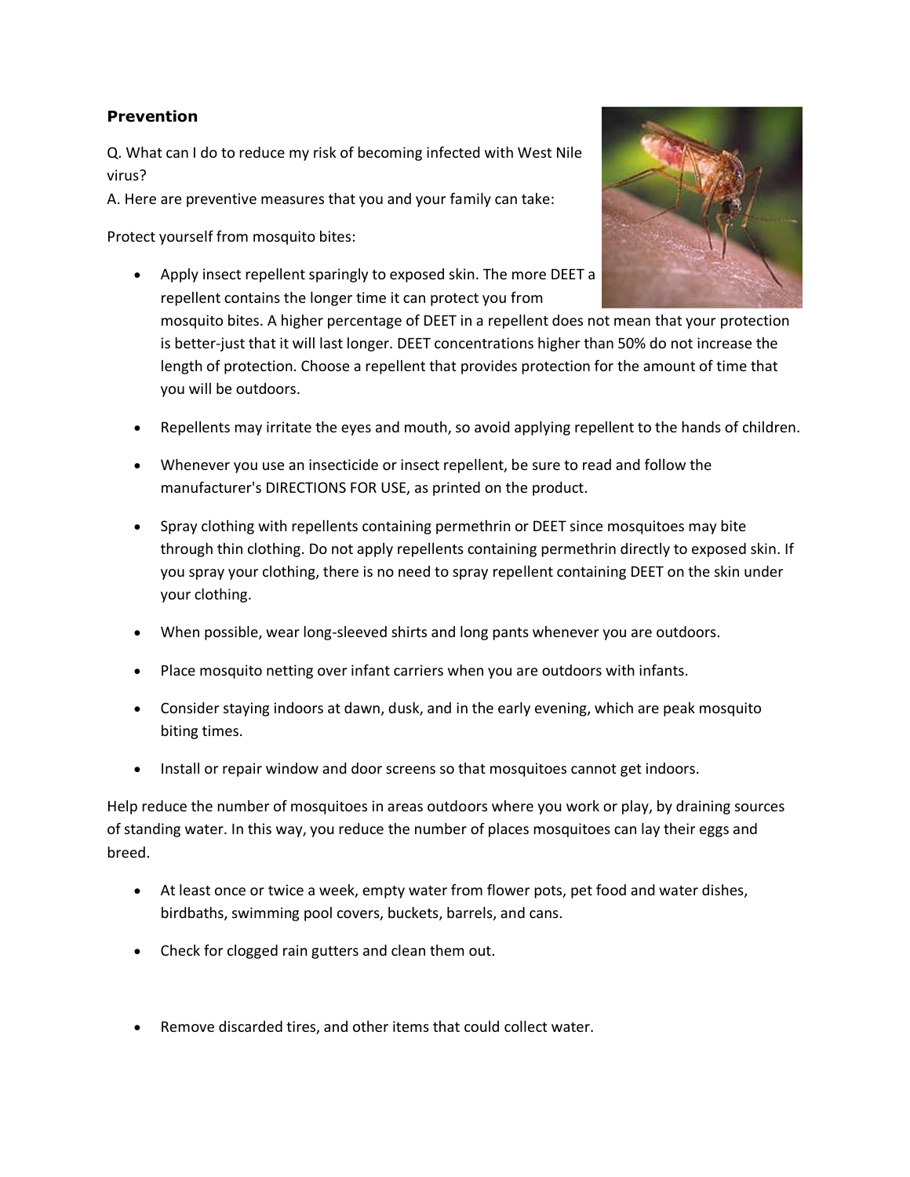**Prevention**

Q. What can I do to reduce my risk of becoming infected with West Nile virus?
A. Here are preventive measures that you and your family can take:

Protect yourself from mosquito bites:

- Apply insect repellent sparingly to exposed skin. The more DEET a repellent contains the longer time it can protect you from mosquito bites. A higher percentage of DEET in a repellent does not mean that your protection is better-just that it will last longer. DEET concentrations higher than 50% do not increase the length of protection. Choose a repellent that provides protection for the amount of time that you will be outdoors.

- Repellents may irritate the eyes and mouth, so avoid applying repellent to the hands of children.

- Whenever you use an insecticide or insect repellent, be sure to read and follow the manufacturer's DIRECTIONS FOR USE, as printed on the product.

- Spray clothing with repellents containing permethrin or DEET since mosquitoes may bite through thin clothing. Do not apply repellents containing permethrin directly to exposed skin. If you spray your clothing, there is no need to spray repellent containing DEET on the skin under your clothing.

- When possible, wear long-sleeved shirts and long pants whenever you are outdoors.

- Place mosquito netting over infant carriers when you are outdoors with infants.

- Consider staying indoors at dawn, dusk, and in the early evening, which are peak mosquito biting times.

- Install or repair window and door screens so that mosquitoes cannot get indoors.

Help reduce the number of mosquitoes in areas outdoors where you work or play, by draining sources of standing water. In this way, you reduce the number of places mosquitoes can lay their eggs and breed.

- At least once or twice a week, empty water from flower pots, pet food and water dishes, birdbaths, swimming pool covers, buckets, barrels, and cans.

- Check for clogged rain gutters and clean them out.

- Remove discarded tires, and other items that could collect water.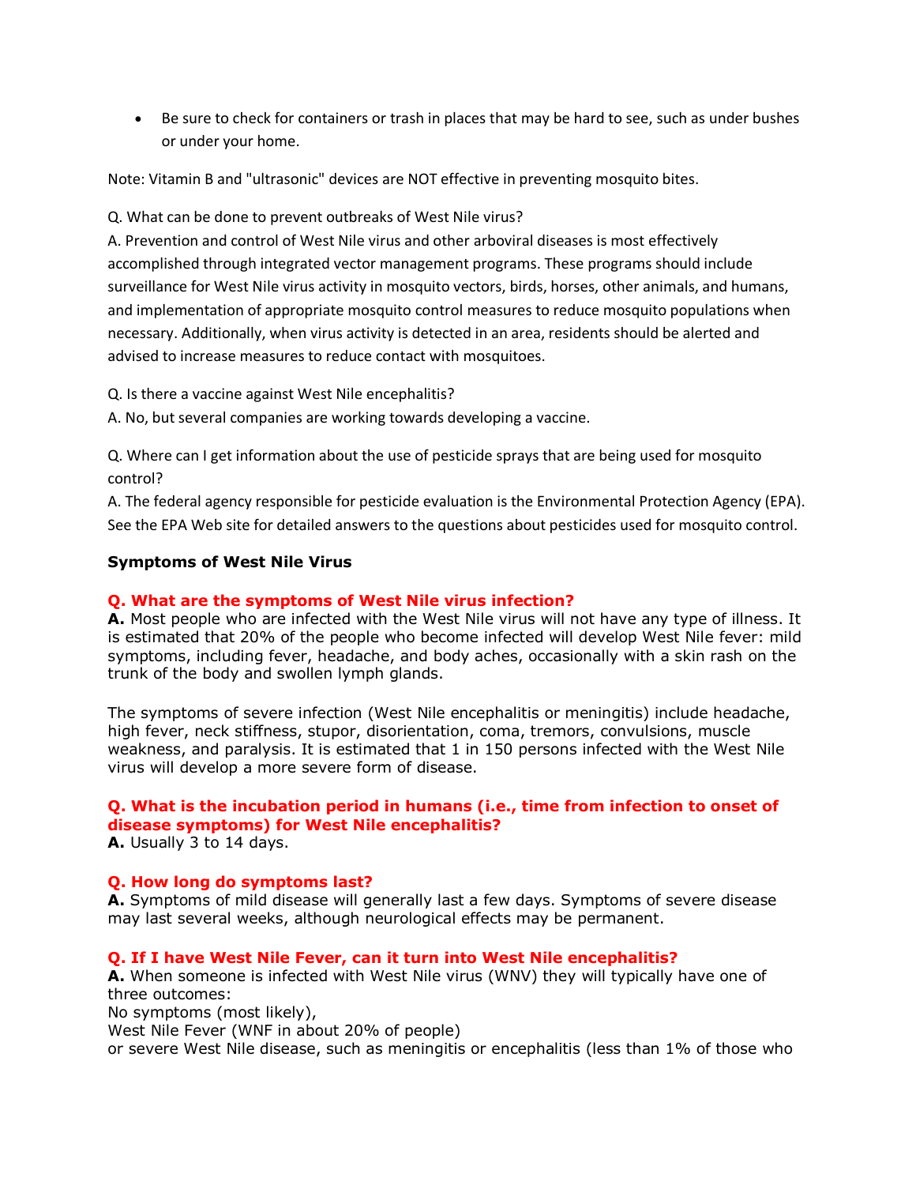- Be sure to check for containers or trash in places that may be hard to see, such as under bushes or under your home.

Note: Vitamin B and "ultrasonic" devices are NOT effective in preventing mosquito bites.

Q. What can be done to prevent outbreaks of West Nile virus?

A. Prevention and control of West Nile virus and other arboviral diseases is most effectively accomplished through integrated vector management programs. These programs should include surveillance for West Nile virus activity in mosquito vectors, birds, horses, other animals, and humans, and implementation of appropriate mosquito control measures to reduce mosquito populations when necessary. Additionally, when virus activity is detected in an area, residents should be alerted and advised to increase measures to reduce contact with mosquitoes.

Q. Is there a vaccine against West Nile encephalitis?

A. No, but several companies are working towards developing a vaccine.

Q. Where can I get information about the use of pesticide sprays that are being used for mosquito control?

A. The federal agency responsible for pesticide evaluation is the Environmental Protection Agency (EPA). See the EPA Web site for detailed answers to the questions about pesticides used for mosquito control.

### Symptoms of West Nile Virus

**Q. What are the symptoms of West Nile virus infection?**

**A.** Most people who are infected with the West Nile virus will not have any type of illness. It is estimated that 20% of the people who become infected will develop West Nile fever: mild symptoms, including fever, headache, and body aches, occasionally with a skin rash on the trunk of the body and swollen lymph glands.

The symptoms of severe infection (West Nile encephalitis or meningitis) include headache, high fever, neck stiffness, stupor, disorientation, coma, tremors, convulsions, muscle weakness, and paralysis. It is estimated that 1 in 150 persons infected with the West Nile virus will develop a more severe form of disease.

**Q. What is the incubation period in humans (i.e., time from infection to onset of disease symptoms) for West Nile encephalitis?**

**A.** Usually 3 to 14 days.

**Q. How long do symptoms last?**

**A.** Symptoms of mild disease will generally last a few days. Symptoms of severe disease may last several weeks, although neurological effects may be permanent.

**Q. If I have West Nile Fever, can it turn into West Nile encephalitis?**

**A.** When someone is infected with West Nile virus (WNV) they will typically have one of three outcomes:
No symptoms (most likely),
West Nile Fever (WNF in about 20% of people)
or severe West Nile disease, such as meningitis or encephalitis (less than 1% of those who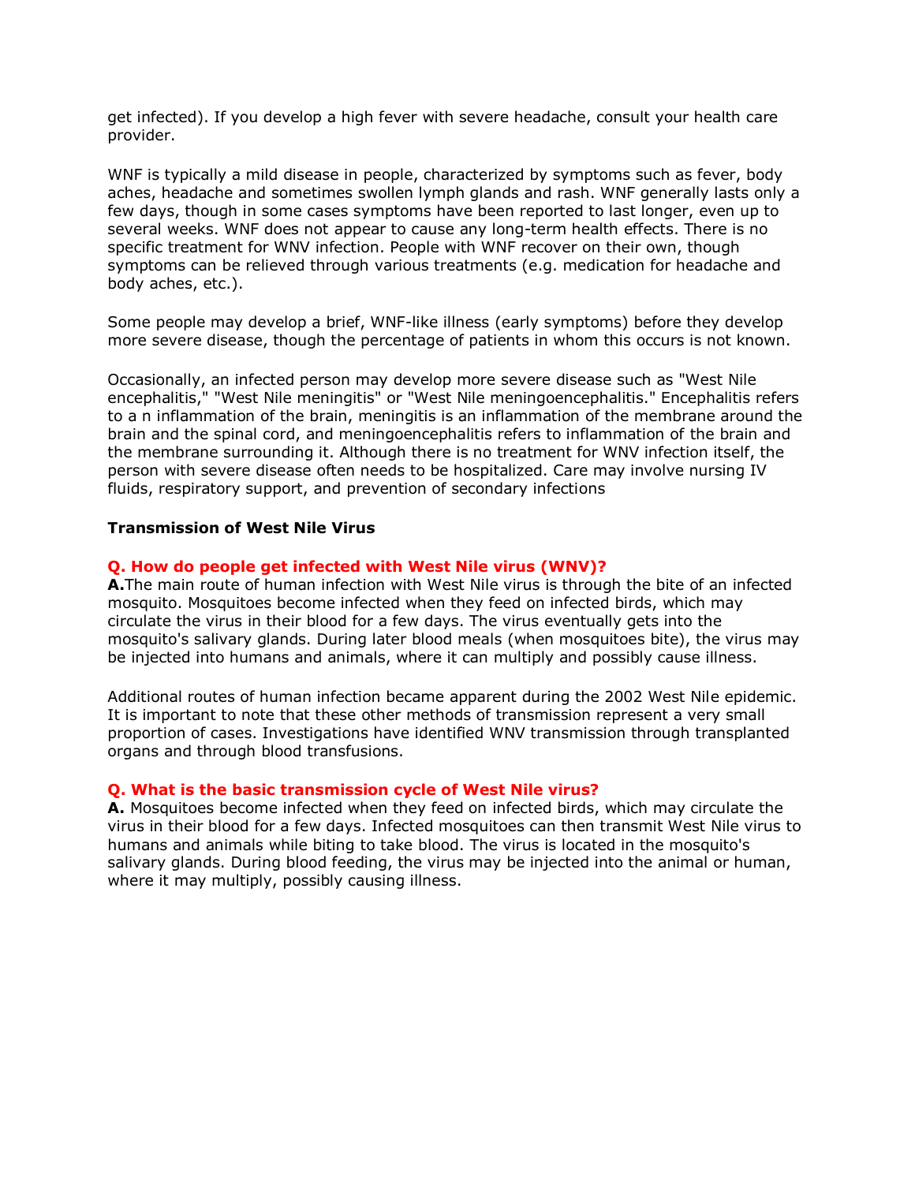get infected). If you develop a high fever with severe headache, consult your health care provider.

WNF is typically a mild disease in people, characterized by symptoms such as fever, body aches, headache and sometimes swollen lymph glands and rash. WNF generally lasts only a few days, though in some cases symptoms have been reported to last longer, even up to several weeks. WNF does not appear to cause any long-term health effects. There is no specific treatment for WNV infection. People with WNF recover on their own, though symptoms can be relieved through various treatments (e.g. medication for headache and body aches, etc.).

Some people may develop a brief, WNF-like illness (early symptoms) before they develop more severe disease, though the percentage of patients in whom this occurs is not known.

Occasionally, an infected person may develop more severe disease such as "West Nile encephalitis," "West Nile meningitis" or "West Nile meningoencephalitis." Encephalitis refers to a n inflammation of the brain, meningitis is an inflammation of the membrane around the brain and the spinal cord, and meningoencephalitis refers to inflammation of the brain and the membrane surrounding it. Although there is no treatment for WNV infection itself, the person with severe disease often needs to be hospitalized. Care may involve nursing IV fluids, respiratory support, and prevention of secondary infections

### Transmission of West Nile Virus

**Q. How do people get infected with West Nile virus (WNV)?**

**A.**The main route of human infection with West Nile virus is through the bite of an infected mosquito. Mosquitoes become infected when they feed on infected birds, which may circulate the virus in their blood for a few days. The virus eventually gets into the mosquito's salivary glands. During later blood meals (when mosquitoes bite), the virus may be injected into humans and animals, where it can multiply and possibly cause illness.

Additional routes of human infection became apparent during the 2002 West Nile epidemic. It is important to note that these other methods of transmission represent a very small proportion of cases. Investigations have identified WNV transmission through transplanted organs and through blood transfusions.

**Q. What is the basic transmission cycle of West Nile virus?**

**A.** Mosquitoes become infected when they feed on infected birds, which may circulate the virus in their blood for a few days. Infected mosquitoes can then transmit West Nile virus to humans and animals while biting to take blood. The virus is located in the mosquito's salivary glands. During blood feeding, the virus may be injected into the animal or human, where it may multiply, possibly causing illness.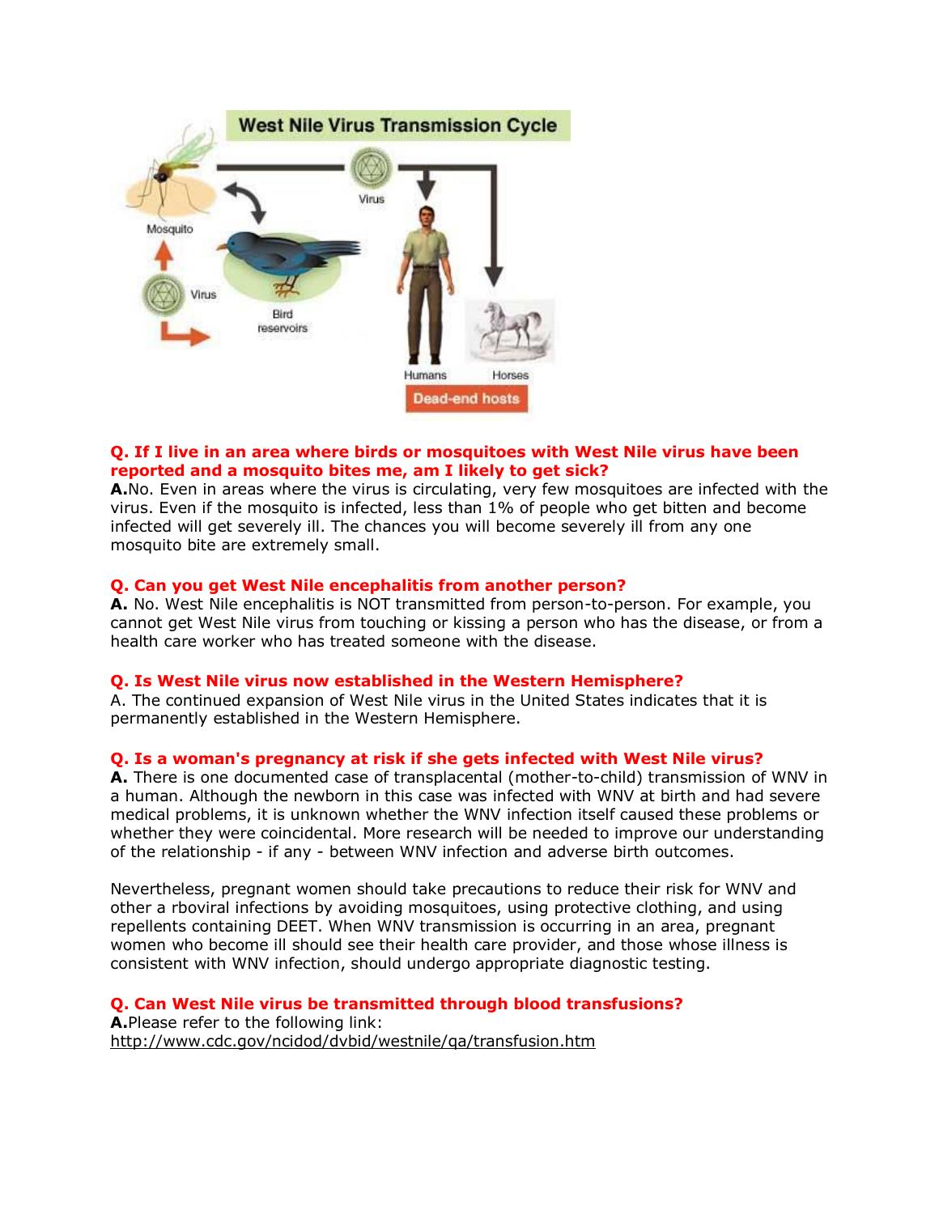**Q. If I live in an area where birds or mosquitoes with West Nile virus have been reported and a mosquito bites me, am I likely to get sick?**

**A.**No. Even in areas where the virus is circulating, very few mosquitoes are infected with the virus. Even if the mosquito is infected, less than 1% of people who get bitten and become infected will get severely ill. The chances you will become severely ill from any one mosquito bite are extremely small.

**Q. Can you get West Nile encephalitis from another person?**

**A.** No. West Nile encephalitis is NOT transmitted from person-to-person. For example, you cannot get West Nile virus from touching or kissing a person who has the disease, or from a health care worker who has treated someone with the disease.

**Q. Is West Nile virus now established in the Western Hemisphere?**

A. The continued expansion of West Nile virus in the United States indicates that it is permanently established in the Western Hemisphere.

**Q. Is a woman's pregnancy at risk if she gets infected with West Nile virus?**

**A.** There is one documented case of transplacental (mother-to-child) transmission of WNV in a human. Although the newborn in this case was infected with WNV at birth and had severe medical problems, it is unknown whether the WNV infection itself caused these problems or whether they were coincidental. More research will be needed to improve our understanding of the relationship - if any - between WNV infection and adverse birth outcomes.

Nevertheless, pregnant women should take precautions to reduce their risk for WNV and other a rboviral infections by avoiding mosquitoes, using protective clothing, and using repellents containing DEET. When WNV transmission is occurring in an area, pregnant women who become ill should see their health care provider, and those whose illness is consistent with WNV infection, should undergo appropriate diagnostic testing.

**Q. Can West Nile virus be transmitted through blood transfusions?**

**A.**Please refer to the following link:
http://www.cdc.gov/ncidod/dvbid/westnile/qa/transfusion.htm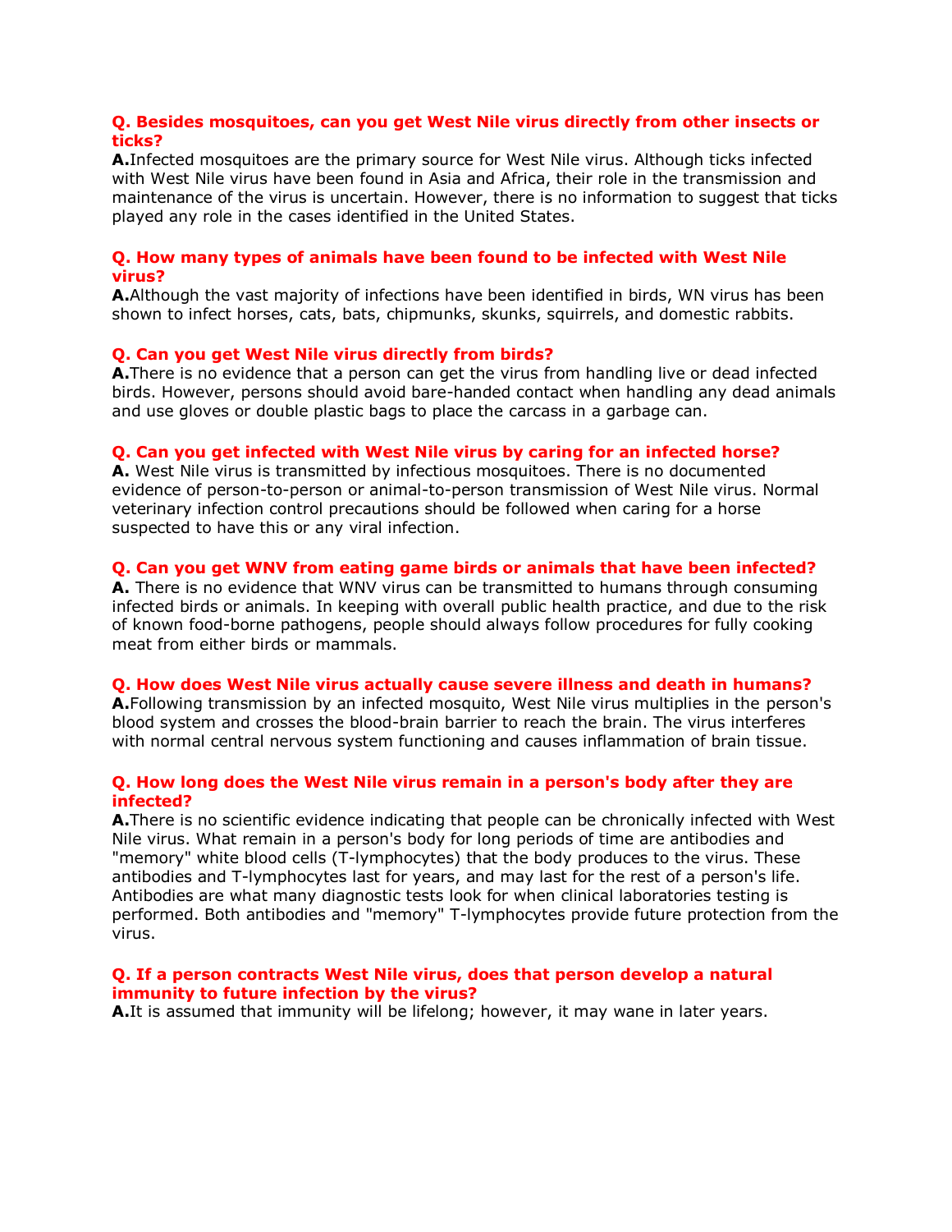**Q. Besides mosquitoes, can you get West Nile virus directly from other insects or ticks?**

**A.**Infected mosquitoes are the primary source for West Nile virus. Although ticks infected with West Nile virus have been found in Asia and Africa, their role in the transmission and maintenance of the virus is uncertain. However, there is no information to suggest that ticks played any role in the cases identified in the United States.

**Q. How many types of animals have been found to be infected with West Nile virus?**

**A.**Although the vast majority of infections have been identified in birds, WN virus has been shown to infect horses, cats, bats, chipmunks, skunks, squirrels, and domestic rabbits.

**Q. Can you get West Nile virus directly from birds?**

**A.**There is no evidence that a person can get the virus from handling live or dead infected birds. However, persons should avoid bare-handed contact when handling any dead animals and use gloves or double plastic bags to place the carcass in a garbage can.

**Q. Can you get infected with West Nile virus by caring for an infected horse?**

**A.** West Nile virus is transmitted by infectious mosquitoes. There is no documented evidence of person-to-person or animal-to-person transmission of West Nile virus. Normal veterinary infection control precautions should be followed when caring for a horse suspected to have this or any viral infection.

**Q. Can you get WNV from eating game birds or animals that have been infected?**

**A.** There is no evidence that WNV virus can be transmitted to humans through consuming infected birds or animals. In keeping with overall public health practice, and due to the risk of known food-borne pathogens, people should always follow procedures for fully cooking meat from either birds or mammals.

**Q. How does West Nile virus actually cause severe illness and death in humans?**

**A.**Following transmission by an infected mosquito, West Nile virus multiplies in the person's blood system and crosses the blood-brain barrier to reach the brain. The virus interferes with normal central nervous system functioning and causes inflammation of brain tissue.

**Q. How long does the West Nile virus remain in a person's body after they are infected?**

**A.**There is no scientific evidence indicating that people can be chronically infected with West Nile virus. What remain in a person's body for long periods of time are antibodies and "memory" white blood cells (T-lymphocytes) that the body produces to the virus. These antibodies and T-lymphocytes last for years, and may last for the rest of a person's life. Antibodies are what many diagnostic tests look for when clinical laboratories testing is performed. Both antibodies and "memory" T-lymphocytes provide future protection from the virus.

**Q. If a person contracts West Nile virus, does that person develop a natural immunity to future infection by the virus?**

**A.**It is assumed that immunity will be lifelong; however, it may wane in later years.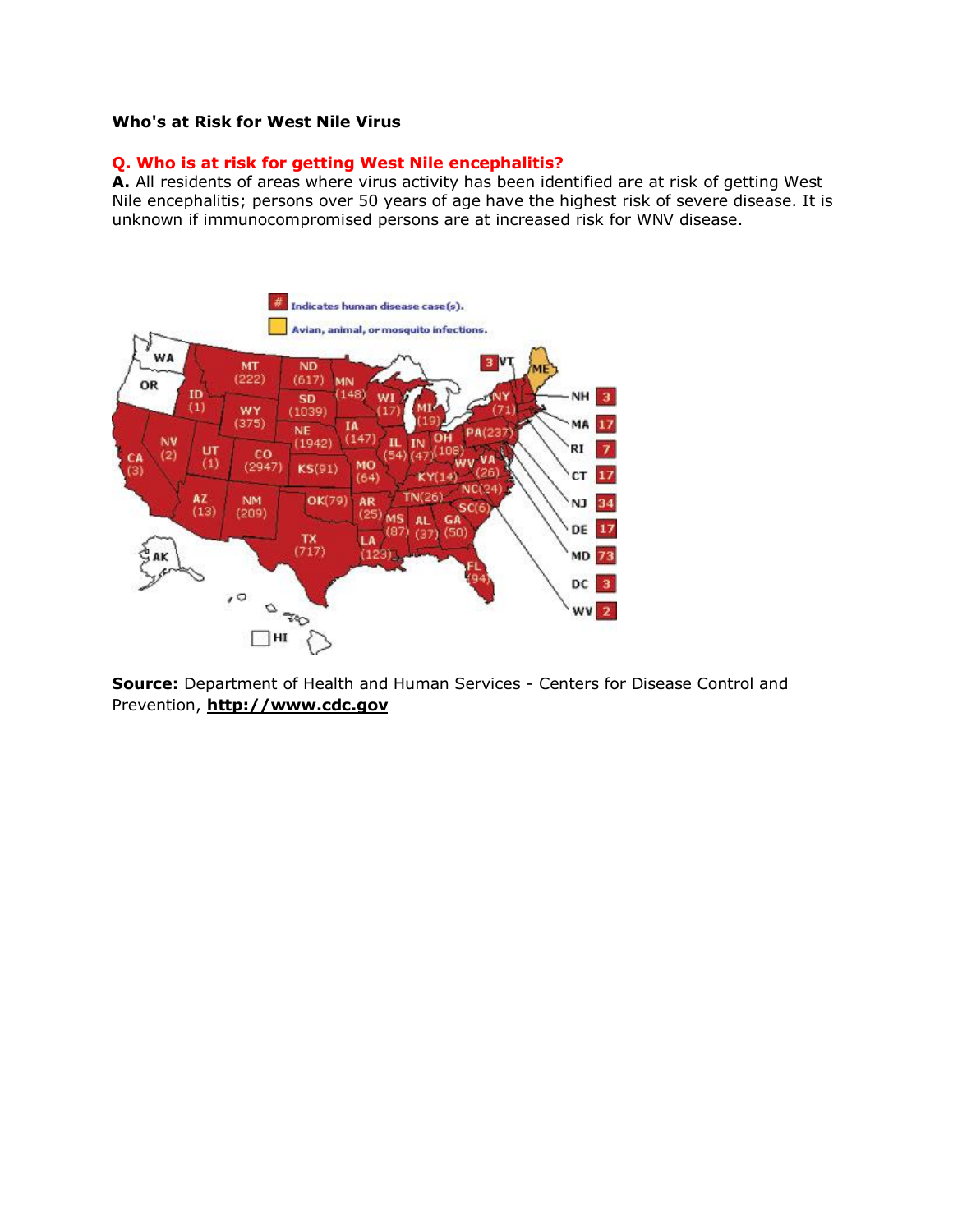**Who's at Risk for West Nile Virus**

**Q. Who is at risk for getting West Nile encephalitis?**
**A.** All residents of areas where virus activity has been identified are at risk of getting West Nile encephalitis; persons over 50 years of age have the highest risk of severe disease. It is unknown if immunocompromised persons are at increased risk for WNV disease.

Indicates human disease case(s).

Avian, animal, or mosquito infections.

WA
OR
MT (222)
ND (617)
MN (148)
ID (1)
WY (375)
SD (1039)
WI (17)
MI (19)
NY (71)
VT 3
ME
NV (2)
UT (1)
CO (2947)
NE (1942)
IA (147)
IL (54)
IN (47)
OH (108)
PA (237)
CA (3)
KS (91)
MO (64)
WV
VA (26)
KY (14)
AZ (13)
NM (209)
OK (79)
AR (25)
TN (26)
NC (24)
SC (6)
MS (87)
AL (37)
GA (50)
TX (717)
LA (123)
FL (94)
AK
HI
NH 3
MA 17
RI 7
CT 17
NJ 34
DE 17
MD 73
DC 3
WV 2

**Source:** Department of Health and Human Services - Centers for Disease Control and Prevention, **http://www.cdc.gov**